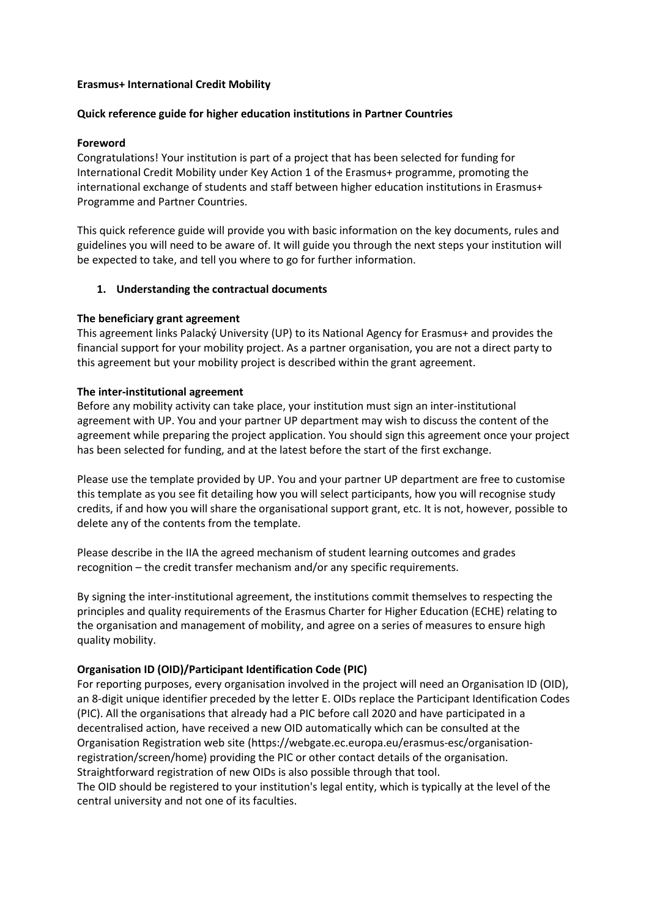**Erasmus+ International Credit Mobility**

**Quick reference guide for higher education institutions in Partner Countries**

**Foreword**

Congratulations! Your institution is part of a project that has been selected for funding for International Credit Mobility under Key Action 1 of the Erasmus+ programme, promoting the international exchange of students and staff between higher education institutions in Erasmus+ Programme and Partner Countries.

This quick reference guide will provide you with basic information on the key documents, rules and guidelines you will need to be aware of. It will guide you through the next steps your institution will be expected to take, and tell you where to go for further information.

1. **Understanding the contractual documents**

**The beneficiary grant agreement**

This agreement links Palacký University (UP) to its National Agency for Erasmus+ and provides the financial support for your mobility project. As a partner organisation, you are not a direct party to this agreement but your mobility project is described within the grant agreement.

**The inter-institutional agreement**

Before any mobility activity can take place, your institution must sign an inter-institutional agreement with UP. You and your partner UP department may wish to discuss the content of the agreement while preparing the project application. You should sign this agreement once your project has been selected for funding, and at the latest before the start of the first exchange.

Please use the template provided by UP. You and your partner UP department are free to customise this template as you see fit detailing how you will select participants, how you will recognise study credits, if and how you will share the organisational support grant, etc. It is not, however, possible to delete any of the contents from the template.

Please describe in the IIA the agreed mechanism of student learning outcomes and grades recognition – the credit transfer mechanism and/or any specific requirements.

By signing the inter-institutional agreement, the institutions commit themselves to respecting the principles and quality requirements of the Erasmus Charter for Higher Education (ECHE) relating to the organisation and management of mobility, and agree on a series of measures to ensure high quality mobility.

**Organisation ID (OID)/Participant Identification Code (PIC)**

For reporting purposes, every organisation involved in the project will need an Organisation ID (OID), an 8-digit unique identifier preceded by the letter E. OIDs replace the Participant Identification Codes (PIC). All the organisations that already had a PIC before call 2020 and have participated in a decentralised action, have received a new OID automatically which can be consulted at the Organisation Registration web site (https://webgate.ec.europa.eu/erasmus-esc/organisation-registration/screen/home) providing the PIC or other contact details of the organisation. Straightforward registration of new OIDs is also possible through that tool.

The OID should be registered to your institution's legal entity, which is typically at the level of the central university and not one of its faculties.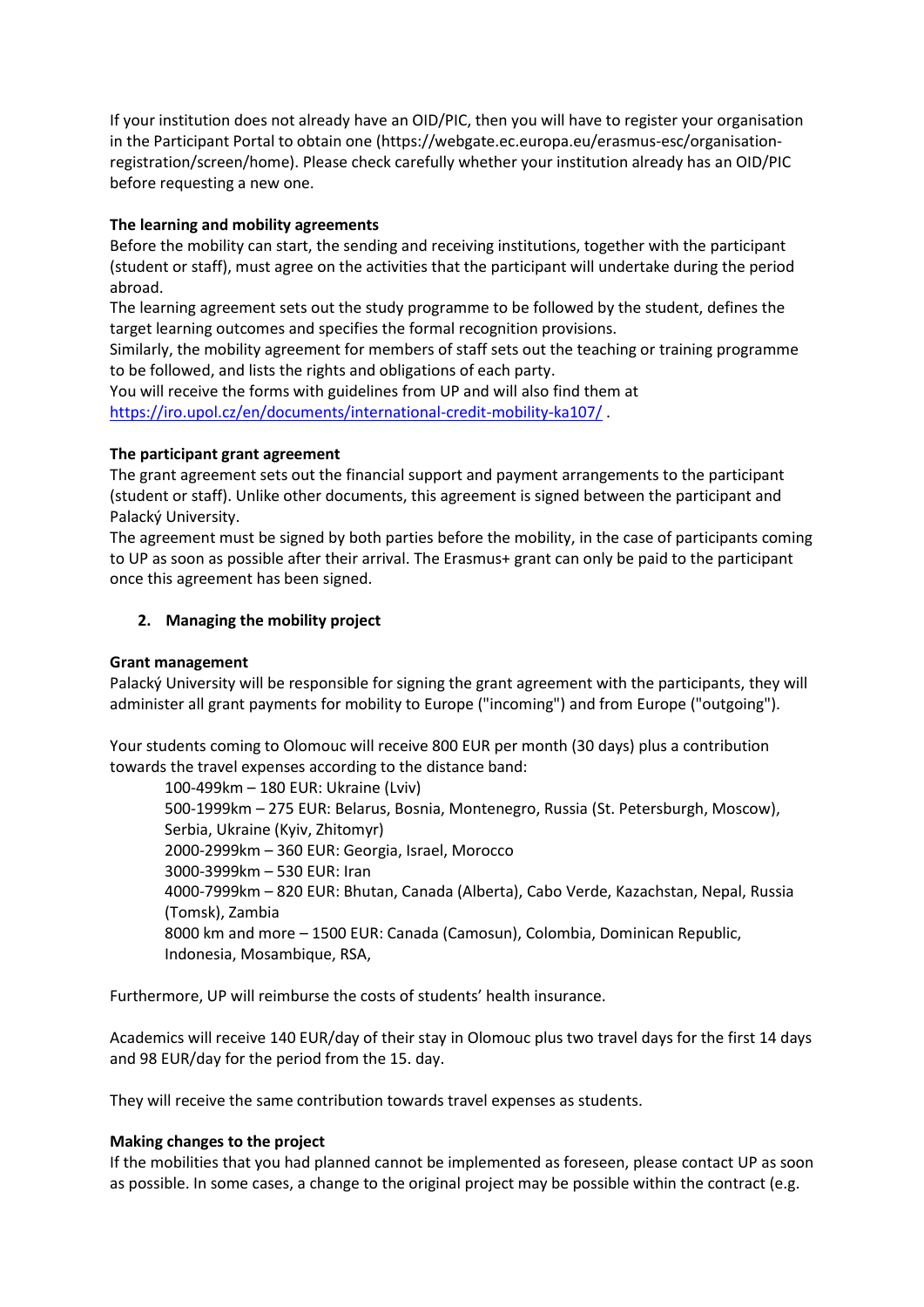If your institution does not already have an OID/PIC, then you will have to register your organisation in the Participant Portal to obtain one (https://webgate.ec.europa.eu/erasmus-esc/organisation-registration/screen/home). Please check carefully whether your institution already has an OID/PIC before requesting a new one.

**The learning and mobility agreements**

Before the mobility can start, the sending and receiving institutions, together with the participant (student or staff), must agree on the activities that the participant will undertake during the period abroad.

The learning agreement sets out the study programme to be followed by the student, defines the target learning outcomes and specifies the formal recognition provisions.

Similarly, the mobility agreement for members of staff sets out the teaching or training programme to be followed, and lists the rights and obligations of each party.

You will receive the forms with guidelines from UP and will also find them at [https://iro.upol.cz/en/documents/international-credit-mobility-ka107/](https://iro.upol.cz/en/documents/international-credit-mobility-ka107/) .

**The participant grant agreement**

The grant agreement sets out the financial support and payment arrangements to the participant (student or staff). Unlike other documents, this agreement is signed between the participant and Palacký University.

The agreement must be signed by both parties before the mobility, in the case of participants coming to UP as soon as possible after their arrival. The Erasmus+ grant can only be paid to the participant once this agreement has been signed.

## 2. Managing the mobility project

**Grant management**

Palacký University will be responsible for signing the grant agreement with the participants, they will administer all grant payments for mobility to Europe ("incoming") and from Europe ("outgoing").

Your students coming to Olomouc will receive 800 EUR per month (30 days) plus a contribution towards the travel expenses according to the distance band:

- 100-499km – 180 EUR: Ukraine (Lviv)
- 500-1999km – 275 EUR: Belarus, Bosnia, Montenegro, Russia (St. Petersburgh, Moscow), Serbia, Ukraine (Kyiv, Zhitomyr)
- 2000-2999km – 360 EUR: Georgia, Israel, Morocco
- 3000-3999km – 530 EUR: Iran
- 4000-7999km – 820 EUR: Bhutan, Canada (Alberta), Cabo Verde, Kazachstan, Nepal, Russia (Tomsk), Zambia
- 8000 km and more – 1500 EUR: Canada (Camosun), Colombia, Dominican Republic, Indonesia, Mosambique, RSA,

Furthermore, UP will reimburse the costs of students' health insurance.

Academics will receive 140 EUR/day of their stay in Olomouc plus two travel days for the first 14 days and 98 EUR/day for the period from the 15. day.

They will receive the same contribution towards travel expenses as students.

**Making changes to the project**

If the mobilities that you had planned cannot be implemented as foreseen, please contact UP as soon as possible. In some cases, a change to the original project may be possible within the contract (e.g.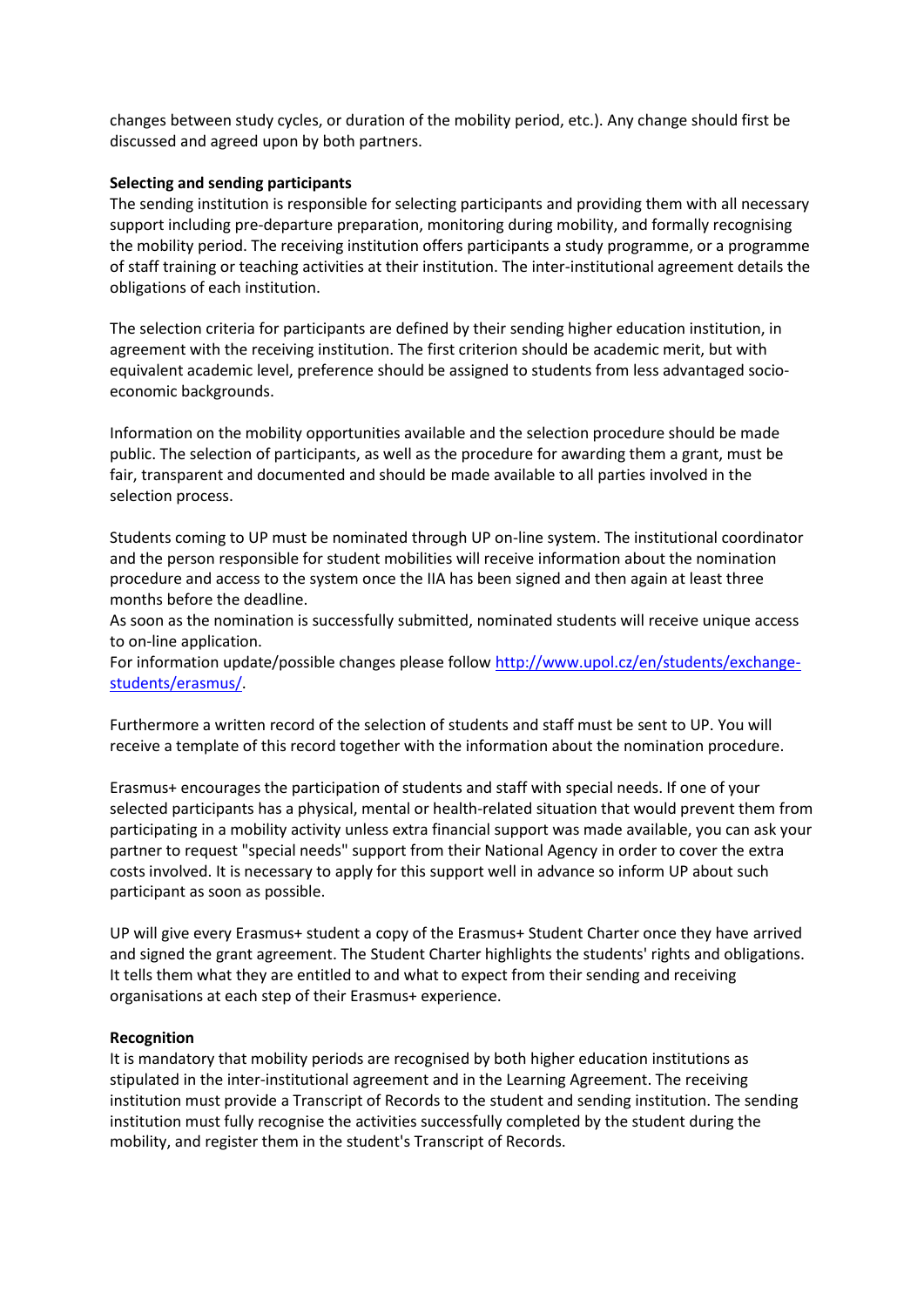changes between study cycles, or duration of the mobility period, etc.). Any change should first be discussed and agreed upon by both partners.

**Selecting and sending participants**

The sending institution is responsible for selecting participants and providing them with all necessary support including pre-departure preparation, monitoring during mobility, and formally recognising the mobility period. The receiving institution offers participants a study programme, or a programme of staff training or teaching activities at their institution. The inter-institutional agreement details the obligations of each institution.

The selection criteria for participants are defined by their sending higher education institution, in agreement with the receiving institution. The first criterion should be academic merit, but with equivalent academic level, preference should be assigned to students from less advantaged socio-economic backgrounds.

Information on the mobility opportunities available and the selection procedure should be made public. The selection of participants, as well as the procedure for awarding them a grant, must be fair, transparent and documented and should be made available to all parties involved in the selection process.

Students coming to UP must be nominated through UP on-line system. The institutional coordinator and the person responsible for student mobilities will receive information about the nomination procedure and access to the system once the IIA has been signed and then again at least three months before the deadline.
As soon as the nomination is successfully submitted, nominated students will receive unique access to on-line application.
For information update/possible changes please follow [http://www.upol.cz/en/students/exchange-students/erasmus/](http://www.upol.cz/en/students/exchange-students/erasmus/).

Furthermore a written record of the selection of students and staff must be sent to UP. You will receive a template of this record together with the information about the nomination procedure.

Erasmus+ encourages the participation of students and staff with special needs. If one of your selected participants has a physical, mental or health-related situation that would prevent them from participating in a mobility activity unless extra financial support was made available, you can ask your partner to request "special needs" support from their National Agency in order to cover the extra costs involved. It is necessary to apply for this support well in advance so inform UP about such participant as soon as possible.

UP will give every Erasmus+ student a copy of the Erasmus+ Student Charter once they have arrived and signed the grant agreement. The Student Charter highlights the students' rights and obligations. It tells them what they are entitled to and what to expect from their sending and receiving organisations at each step of their Erasmus+ experience.

**Recognition**

It is mandatory that mobility periods are recognised by both higher education institutions as stipulated in the inter-institutional agreement and in the Learning Agreement. The receiving institution must provide a Transcript of Records to the student and sending institution. The sending institution must fully recognise the activities successfully completed by the student during the mobility, and register them in the student's Transcript of Records.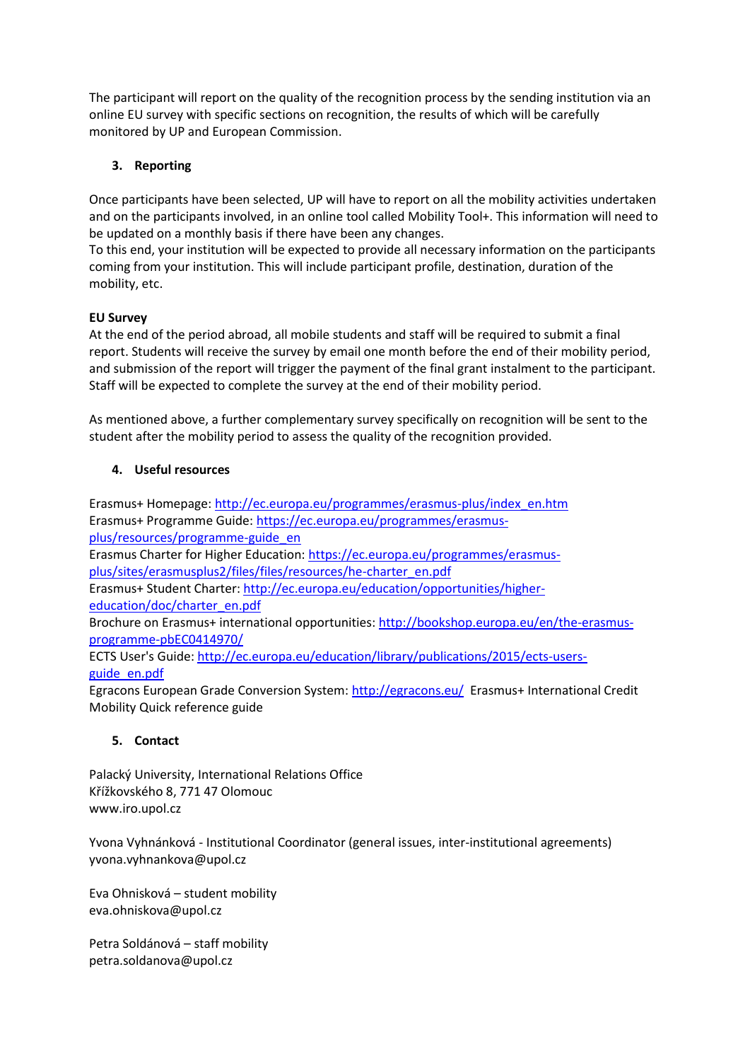The participant will report on the quality of the recognition process by the sending institution via an online EU survey with specific sections on recognition, the results of which will be carefully monitored by UP and European Commission.

### 3. Reporting

Once participants have been selected, UP will have to report on all the mobility activities undertaken and on the participants involved, in an online tool called Mobility Tool+. This information will need to be updated on a monthly basis if there have been any changes.
To this end, your institution will be expected to provide all necessary information on the participants coming from your institution. This will include participant profile, destination, duration of the mobility, etc.

**EU Survey**
At the end of the period abroad, all mobile students and staff will be required to submit a final report. Students will receive the survey by email one month before the end of their mobility period, and submission of the report will trigger the payment of the final grant instalment to the participant. Staff will be expected to complete the survey at the end of their mobility period.

As mentioned above, a further complementary survey specifically on recognition will be sent to the student after the mobility period to assess the quality of the recognition provided.

### 4. Useful resources

Erasmus+ Homepage: http://ec.europa.eu/programmes/erasmus-plus/index_en.htm
Erasmus+ Programme Guide: https://ec.europa.eu/programmes/erasmus-plus/resources/programme-guide_en
Erasmus Charter for Higher Education: https://ec.europa.eu/programmes/erasmus-plus/sites/erasmusplus2/files/files/resources/he-charter_en.pdf
Erasmus+ Student Charter: http://ec.europa.eu/education/opportunities/higher-education/doc/charter_en.pdf
Brochure on Erasmus+ international opportunities: http://bookshop.europa.eu/en/the-erasmus-programme-pbEC0414970/
ECTS User's Guide: http://ec.europa.eu/education/library/publications/2015/ects-users-guide_en.pdf
Egracons European Grade Conversion System: http://egracons.eu/ Erasmus+ International Credit Mobility Quick reference guide

### 5. Contact

Palacký University, International Relations Office
Křížkovského 8, 771 47 Olomouc
www.iro.upol.cz

Yvona Vyhnánková - Institutional Coordinator (general issues, inter-institutional agreements)
yvona.vyhnankova@upol.cz

Eva Ohnisková – student mobility
eva.ohniskova@upol.cz

Petra Soldánová – staff mobility
petra.soldanova@upol.cz